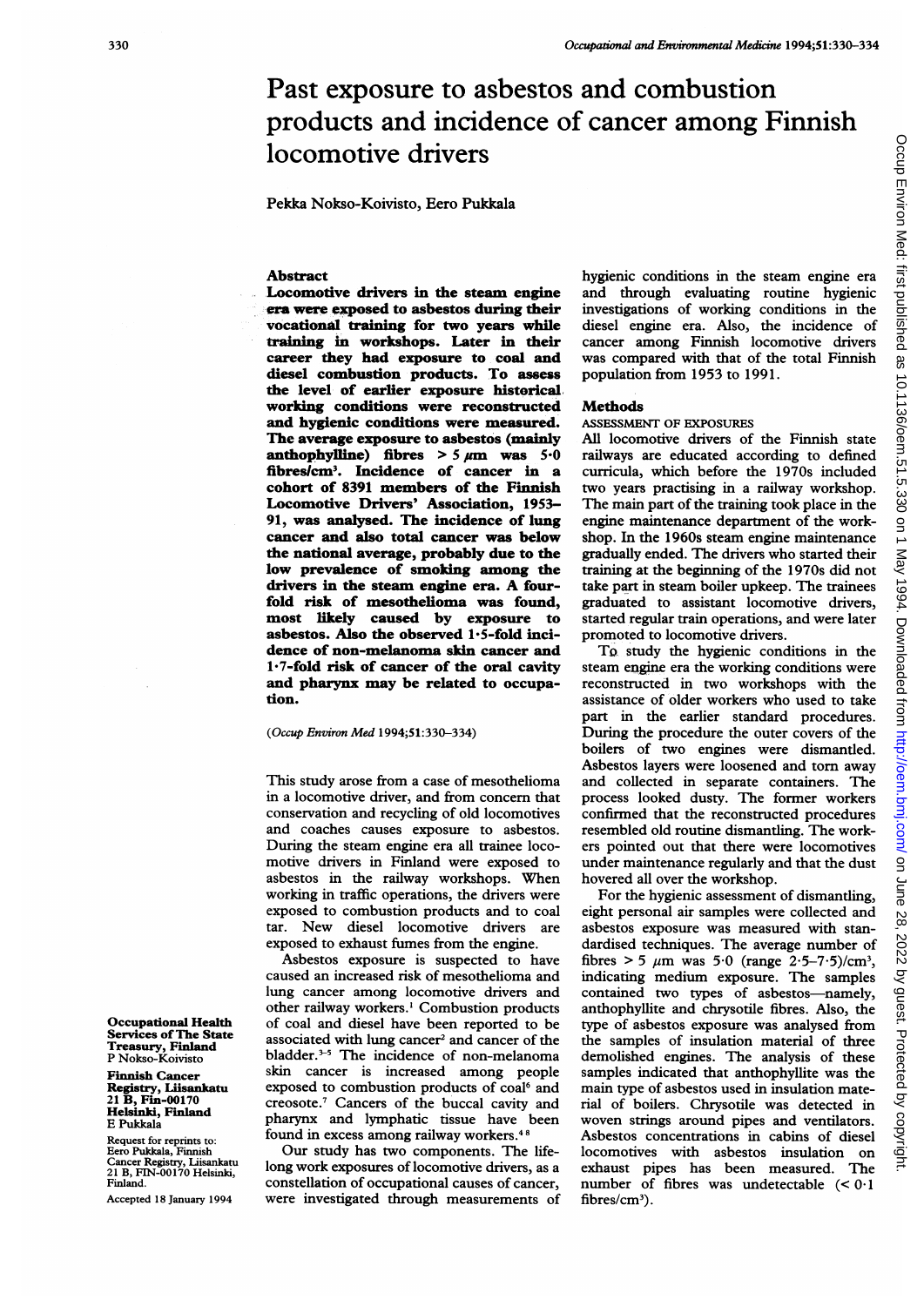#  Past exposure to asbestos and combustion products and incidence of cancer among Finnish locomotive drivers

Pekka Nokso-Koivisto, Eero Pukkala

## Abstract

**Locomotive drivers in the steam engine era were exposed to asbestos during their vocational training for two years while training in workshops. Later in their career they had exposure to coal and diesel combustion products. To assess the level of earlier exposure historical working conditions were reconstructed and hygienic conditions were measured. The average exposure to asbestos (mainly anthophylline) fibres > 5 μm was 5·0 fibres/cm³. Incidence of cancer in a cohort of 8391 members of the Finnish Locomotive Drivers' Association, 1953–91, was analysed. The incidence of lung cancer and also total cancer was below the national average, probably due to the low prevalence of smoking among the drivers in the steam engine era. A fourfold risk of mesothelioma was found, most likely caused by exposure to asbestos. Also the observed 1·5-fold incidence of non-melanoma skin cancer and 1·7-fold risk of cancer of the oral cavity and pharynx may be related to occupation.**

(*Occup Environ Med* 1994;51:330–334)

This study arose from a case of mesothelioma in a locomotive driver, and from concern that conservation and recycling of old locomotives and coaches causes exposure to asbestos. During the steam engine era all trainee locomotive drivers in Finland were exposed to asbestos in the railway workshops. When working in traffic operations, the drivers were exposed to combustion products and to coal tar. New diesel locomotive drivers are exposed to exhaust fumes from the engine.

Asbestos exposure is suspected to have caused an increased risk of mesothelioma and lung cancer among locomotive drivers and other railway workers.[1] Combustion products of coal and diesel have been reported to be associated with lung cancer[2] and cancer of the bladder.[3-5] The incidence of non-melanoma skin cancer is increased among people exposed to combustion products of coal[6] and creosote.[7] Cancers of the buccal cavity and pharynx and lymphatic tissue have been found in excess among railway workers.[4 8]

Our study has two components. The lifelong work exposures of locomotive drivers, as a constellation of occupational causes of cancer, were investigated through measurements of hygienic conditions in the steam engine era and through evaluating routine hygienic investigations of working conditions in the diesel engine era. Also, the incidence of cancer among Finnish locomotive drivers was compared with that of the total Finnish population from 1953 to 1991.

## Methods

### ASSESSMENT OF EXPOSURES

All locomotive drivers of the Finnish state railways are educated according to defined curricula, which before the 1970s included two years practising in a railway workshop. The main part of the training took place in the engine maintenance department of the workshop. In the 1960s steam engine maintenance gradually ended. The drivers who started their training at the beginning of the 1970s did not take part in steam boiler upkeep. The trainees graduated to assistant locomotive drivers, started regular train operations, and were later promoted to locomotive drivers.

To study the hygienic conditions in the steam engine era the working conditions were reconstructed in two workshops with the assistance of older workers who used to take part in the earlier standard procedures. During the procedure the outer covers of the boilers of two engines were dismantled. Asbestos layers were loosened and torn away and collected in separate containers. The process looked dusty. The former workers confirmed that the reconstructed procedures resembled old routine dismantling. The workers pointed out that there were locomotives under maintenance regularly and that the dust hovered all over the workshop.

For the hygienic assessment of dismantling, eight personal air samples were collected and asbestos exposure was measured with standardised techniques. The average number of fibres > 5 μm was 5·0 (range 2·5–7·5)/cm³, indicating medium exposure. The samples contained two types of asbestos—namely, anthophyllite and chrysotile fibres. Also, the type of asbestos exposure was analysed from the samples of insulation material of three demolished engines. The analysis of these samples indicated that anthophyllite was the main type of asbestos used in insulation material of boilers. Chrysotile was detected in woven strings around pipes and ventilators. Asbestos concentrations in cabins of diesel locomotives with asbestos insulation on exhaust pipes has been measured. The number of fibres was undetectable (< 0·1 fibres/cm³).

Occupational Health Services of The State Treasury, Finland
P Nokso-Koivisto

Finnish Cancer Registry, Liisankatu 21 B, Fin-00170 Helsinki, Finland
E Pukkala

Request for reprints to: Eero Pukkala, Finnish Cancer Registry, Liisankatu 21 B, FIN-00170 Helsinki, Finland.

Accepted 18 January 1994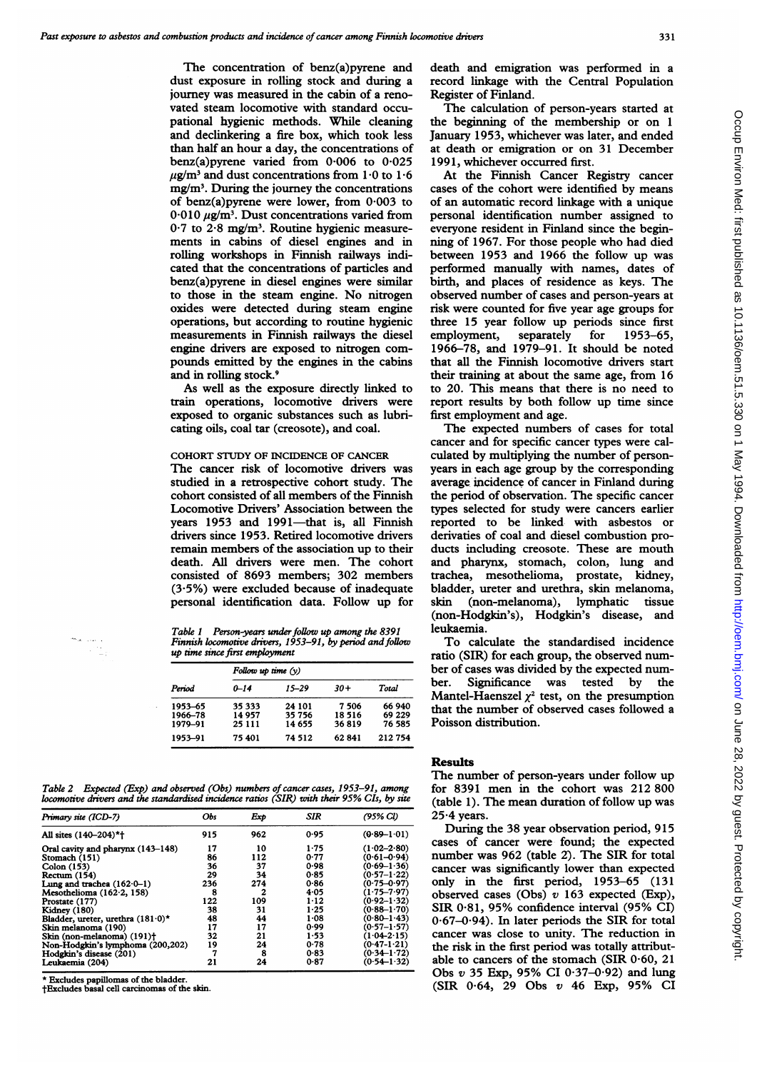The concentration of benz(a)pyrene and dust exposure in rolling stock and during a journey was measured in the cabin of a renovated steam locomotive with standard occupational hygienic methods. While cleaning and declinkering a fire box, which took less than half an hour a day, the concentrations of benz(a)pyrene varied from 0·006 to 0·025 $\mu g/m^3$ and dust concentrations from 1·0 to 1·6 $mg/m^3$. During the journey the concentrations of benz(a)pyrene were lower, from 0·003 to 0·010 $\mu g/m^3$. Dust concentrations varied from 0·7 to 2·8 $mg/m^3$. Routine hygienic measurements in cabins of diesel engines and in rolling workshops in Finnish railways indicated that the concentrations of particles and benz(a)pyrene in diesel engines were similar to those in the steam engine. No nitrogen oxides were detected during steam engine operations, but according to routine hygienic measurements in Finnish railways the diesel engine drivers are exposed to nitrogen compounds emitted by the engines in the cabins and in rolling stock.[9]

As well as the exposure directly linked to train operations, locomotive drivers were exposed to organic substances such as lubricating oils, coal tar (creosote), and coal.

### COHORT STUDY OF INCIDENCE OF CANCER

The cancer risk of locomotive drivers was studied in a retrospective cohort study. The cohort consisted of all members of the Finnish Locomotive Drivers' Association between the years 1953 and 1991—that is, all Finnish drivers since 1953. Retired locomotive drivers remain members of the association up to their death. All drivers were men. The cohort consisted of 8693 members; 302 members (3·5%) were excluded because of inadequate personal identification data. Follow up for death and emigration was performed in a record linkage with the Central Population Register of Finland.

The calculation of person-years started at the beginning of the membership or on 1 January 1953, whichever was later, and ended at death or emigration or on 31 December 1991, whichever occurred first.

At the Finnish Cancer Registry cancer cases of the cohort were identified by means of an automatic record linkage with a unique personal identification number assigned to everyone resident in Finland since the beginning of 1967. For those people who had died between 1953 and 1966 the follow up was performed manually with names, dates of birth, and places of residence as keys. The observed number of cases and person-years at risk were counted for five year age groups for three 15 year follow up periods since first employment, separately for 1953–65, 1966–78, and 1979–91. It should be noted that all the Finnish locomotive drivers start their training at about the same age, from 16 to 20. This means that there is no need to report results by both follow up time since first employment and age.

The expected numbers of cases for total cancer and for specific cancer types were calculated by multiplying the number of person-years in each age group by the corresponding average incidence of cancer in Finland during the period of observation. The specific cancer types selected for study were cancers earlier reported to be linked with asbestos or derivaties of coal and diesel combustion products including creosote. These are mouth and pharynx, stomach, colon, lung and trachea, mesothelioma, prostate, kidney, bladder, ureter and urethra, skin melanoma, skin (non-melanoma), lymphatic tissue (non-Hodgkin's), Hodgkin's disease, and leukaemia.

To calculate the standardised incidence ratio (SIR) for each group, the observed number of cases was divided by the expected number. Significance was tested by the Mantel-Haenszel $\chi^2$ test, on the presumption that the number of observed cases followed a Poisson distribution.

*Table 1 Person-years under follow up among the 8391 Finnish locomotive drivers, 1953–91, by period and follow up time since first employment*

| Period | Follow up time (y) | | | |
|---|---|---|---|---|
| | 0–14 | 15–29 | 30+ | Total |
| 1953–65 | 35 333 | 24 101 | 7 506 | 66 940 |
| 1966–78 | 14 957 | 35 756 | 18 516 | 69 229 |
| 1979–91 | 25 111 | 14 655 | 36 819 | 76 585 |
| 1953–91 | 75 401 | 74 512 | 62 841 | 212 754 |

*Table 2 Expected (Exp) and observed (Obs) numbers of cancer cases, 1953–91, among locomotive drivers and the standardised incidence ratios (SIR) with their 95% CIs, by site*

| Primary site (ICD-7) | Obs | Exp | SIR | (95% CI) |
|---|---|---|---|---|
| All sites (140–204)*† | 915 | 962 | 0·95 | (0·89–1·01) |
| Oral cavity and pharynx (143–148) | 17 | 10 | 1·75 | (1·02–2·80) |
| Stomach (151) | 86 | 112 | 0·77 | (0·61–0·94) |
| Colon (153) | 36 | 37 | 0·98 | (0·69–1·36) |
| Rectum (154) | 29 | 34 | 0·85 | (0·57–1·22) |
| Lung and trachea (162·0–1) | 236 | 274 | 0·86 | (0·75–0·97) |
| Mesothelioma (162·2, 158) | 8 | 2 | 4·05 | (1·75–7·97) |
| Prostate (177) | 122 | 109 | 1·12 | (0·92–1·32) |
| Kidney (180) | 38 | 31 | 1·25 | (0·88–1·70) |
| Bladder, ureter, urethra (181·0)* | 48 | 44 | 1·08 | (0·80–1·43) |
| Skin melanoma (190) | 17 | 17 | 0·99 | (0·57–1·57) |
| Skin (non-melanoma) (191)† | 32 | 21 | 1·53 | (1·04–2·15) |
| Non-Hodgkin's lymphoma (200,202) | 19 | 24 | 0·78 | (0·47–1·21) |
| Hodgkin's disease (201) | 7 | 8 | 0·83 | (0·34–1·72) |
| Leukaemia (204) | 21 | 24 | 0·87 | (0·54–1·32) |

\* Excludes papillomas of the bladder.
†Excludes basal cell carcinomas of the skin.

## Results

The number of person-years under follow up for 8391 men in the cohort was 212 800 (table 1). The mean duration of follow up was 25·4 years.

During the 38 year observation period, 915 cases of cancer were found; the expected number was 962 (table 2). The SIR for total cancer was significantly lower than expected only in the first period, 1953–65 (131 observed cases (Obs) $v$ 163 expected (Exp), SIR 0·81, 95% confidence interval (95% CI) 0·67–0·94). In later periods the SIR for total cancer was close to unity. The reduction in the risk in the first period was totally attributable to cancers of the stomach (SIR 0·60, 21 Obs $v$ 35 Exp, 95% CI 0·37–0·92) and lung (SIR 0·64, 29 Obs $v$ 46 Exp, 95% CI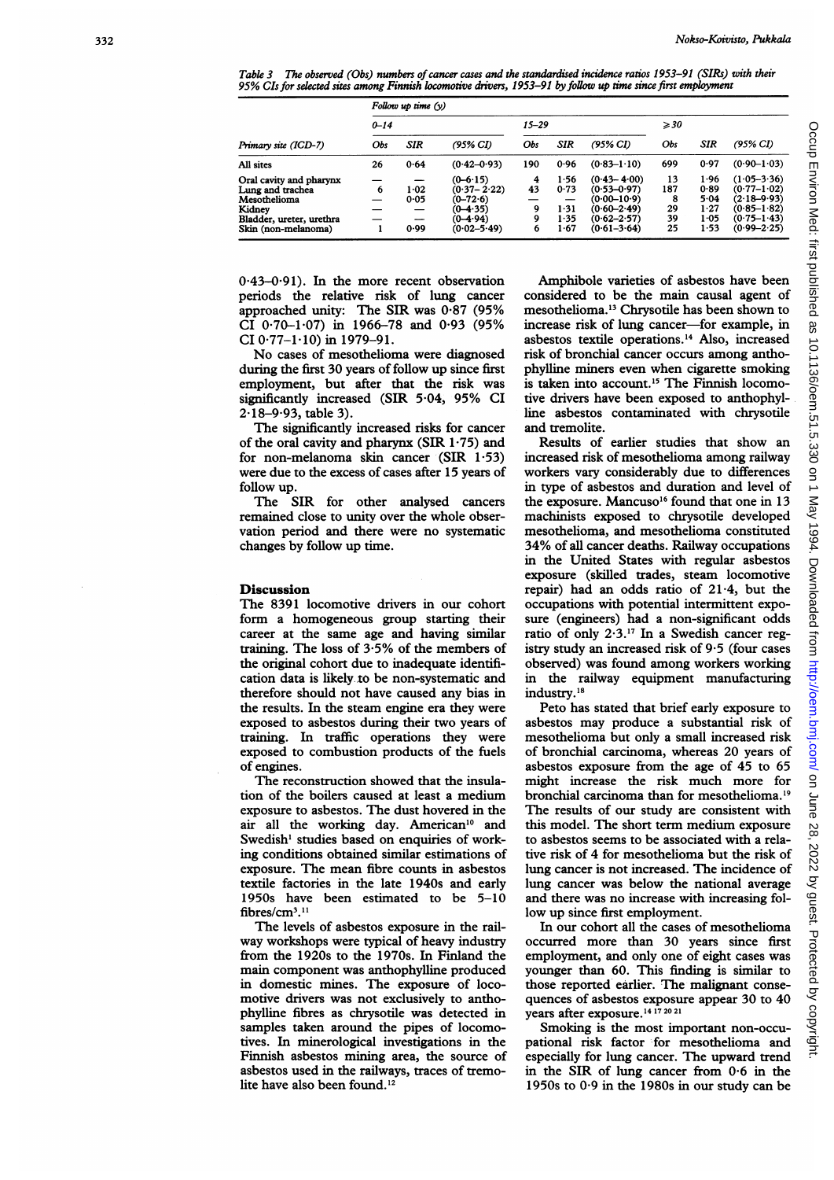Table 3 *The observed (Obs) numbers of cancer cases and the standardised incidence ratios 1953–91 (SIRs) with their 95% CIs for selected sites among Finnish locomotive drivers, 1953–91 by follow up time since first employment*

| | Follow up time (y) | | | | | | | | |
|---|---|---|---|---|---|---|---|---|---|
| | 0–14 | | | 15–29 | | | ≥30 | | |
| Primary site (ICD-7) | Obs | SIR | (95% CI) | Obs | SIR | (95% CI) | Obs | SIR | (95% CI) |
| All sites | 26 | 0·64 | (0·42–0·93) | 190 | 0·96 | (0·83–1·10) | 699 | 0·97 | (0·90–1·03) |
| Oral cavity and pharynx | — | — | (0–6·15) | 4 | 1·56 | (0·43– 4·00) | 13 | 1·96 | (1·05–3·36) |
| Lung and trachea | 6 | 1·02 | (0·37– 2·22) | 43 | 0·73 | (0·53–0·97) | 187 | 0·89 | (0·77–1·02) |
| Mesothelioma | — | 0·05 | (0–72·6) | — | — | (0·00–10·9) | 8 | 5·04 | (2·18–9·93) |
| Kidney | — | — | (0–4·35) | 9 | 1·31 | (0·60–2·49) | 29 | 1·27 | (0·85–1·82) |
| Bladder, ureter, urethra | — | — | (0–4·94) | 9 | 1·35 | (0·62–2·57) | 39 | 1·05 | (0·75–1·43) |
| Skin (non-melanoma) | 1 | 0·99 | (0·02–5·49) | 6 | 1·67 | (0·61–3·64) | 25 | 1·53 | (0·99–2·25) |

0·43–0·91). In the more recent observation periods the relative risk of lung cancer approached unity: The SIR was 0·87 (95% CI 0·70–1·07) in 1966–78 and 0·93 (95% CI 0·77–1·10) in 1979–91.

No cases of mesothelioma were diagnosed during the first 30 years of follow up since first employment, but after that the risk was significantly increased (SIR 5·04, 95% CI 2·18–9·93, table 3).

The significantly increased risks for cancer of the oral cavity and pharynx (SIR 1·75) and for non-melanoma skin cancer (SIR 1·53) were due to the excess of cases after 15 years of follow up.

The SIR for other analysed cancers remained close to unity over the whole observation period and there were no systematic changes by follow up time.

## Discussion

The 8391 locomotive drivers in our cohort form a homogeneous group starting their career at the same age and having similar training. The loss of 3·5% of the members of the original cohort due to inadequate identification data is likely to be non-systematic and therefore should not have caused any bias in the results. In the steam engine era they were exposed to asbestos during their two years of training. In traffic operations they were exposed to combustion products of the fuels of engines.

The reconstruction showed that the insulation of the boilers caused at least a medium exposure to asbestos. The dust hovered in the air all the working day. American[10] and Swedish[1] studies based on enquiries of working conditions obtained similar estimations of exposure. The mean fibre counts in asbestos textile factories in the late 1940s and early 1950s have been estimated to be 5–10 fibres/cm$^3$.[11]

The levels of asbestos exposure in the railway workshops were typical of heavy industry from the 1920s to the 1970s. In Finland the main component was anthophylline produced in domestic mines. The exposure of locomotive drivers was not exclusively to anthophylline fibres as chrysotile was detected in samples taken around the pipes of locomotives. In minerological investigations in the Finnish asbestos mining area, the source of asbestos used in the railways, traces of tremolite have also been found.[12]

Amphibole varieties of asbestos have been considered to be the main causal agent of mesothelioma.[13] Chrysotile has been shown to increase risk of lung cancer—for example, in asbestos textile operations.[14] Also, increased risk of bronchial cancer occurs among anthophylline miners even when cigarette smoking is taken into account.[15] The Finnish locomotive drivers have been exposed to anthophylline asbestos contaminated with chrysotile and tremolite.

Results of earlier studies that show an increased risk of mesothelioma among railway workers vary considerably due to differences in type of asbestos and duration and level of the exposure. Mancuso[16] found that one in 13 machinists exposed to chrysotile developed mesothelioma, and mesothelioma constituted 34% of all cancer deaths. Railway occupations in the United States with regular asbestos exposure (skilled trades, steam locomotive repair) had an odds ratio of 21·4, but the occupations with potential intermittent exposure (engineers) had a non-significant odds ratio of only 2·3.[17] In a Swedish cancer registry study an increased risk of 9·5 (four cases observed) was found among workers working in the railway equipment manufacturing industry.[18]

Peto has stated that brief early exposure to asbestos may produce a substantial risk of mesothelioma but only a small increased risk of bronchial carcinoma, whereas 20 years of asbestos exposure from the age of 45 to 65 might increase the risk much more for bronchial carcinoma than for mesothelioma.[19] The results of our study are consistent with this model. The short term medium exposure to asbestos seems to be associated with a relative risk of 4 for mesothelioma but the risk of lung cancer is not increased. The incidence of lung cancer was below the national average and there was no increase with increasing follow up since first employment.

In our cohort all the cases of mesothelioma occurred more than 30 years since first employment, and only one of eight cases was younger than 60. This finding is similar to those reported earlier. The malignant consequences of asbestos exposure appear 30 to 40 years after exposure.[14 17 20 21]

Smoking is the most important non-occupational risk factor for mesothelioma and especially for lung cancer. The upward trend in the SIR of lung cancer from 0·6 in the 1950s to 0·9 in the 1980s in our study can be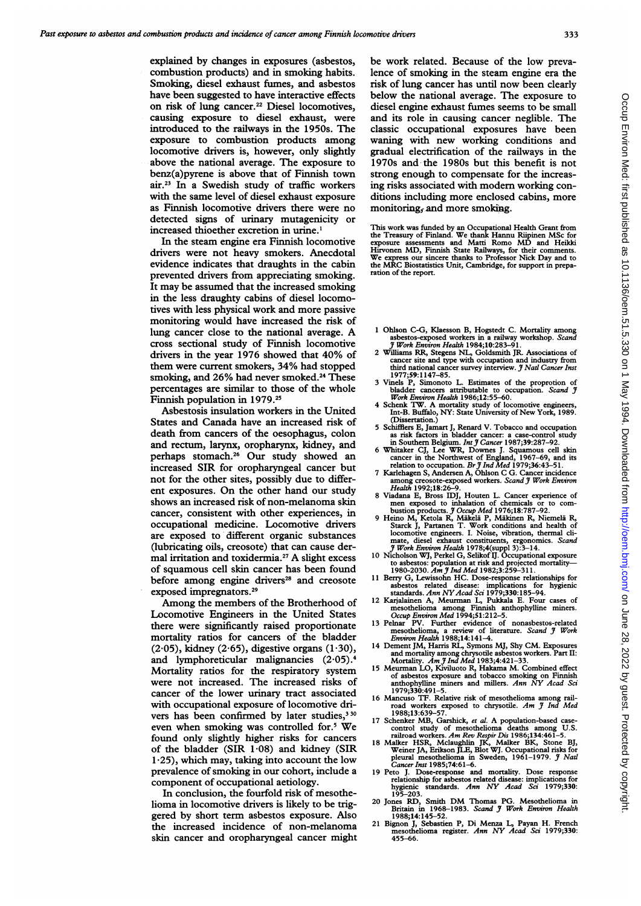explained by changes in exposures (asbestos, combustion products) and in smoking habits. Smoking, diesel exhaust fumes, and asbestos have been suggested to have interactive effects on risk of lung cancer.[22] Diesel locomotives, causing exposure to diesel exhaust, were introduced to the railways in the 1950s. The exposure to combustion products among locomotive drivers is, however, only slightly above the national average. The exposure to benz(a)pyrene is above that of Finnish town air.[23] In a Swedish study of traffic workers with the same level of diesel exhaust exposure as Finnish locomotive drivers there were no detected signs of urinary mutagenicity or increased thioether excretion in urine.[1]

In the steam engine era Finnish locomotive drivers were not heavy smokers. Anecdotal evidence indicates that draughts in the cabin prevented drivers from appreciating smoking. It may be assumed that the increased smoking in the less draughty cabins of diesel locomotives with less physical work and more passive monitoring would have increased the risk of lung cancer close to the national average. A cross sectional study of Finnish locomotive drivers in the year 1976 showed that 40% of them were current smokers, 34% had stopped smoking, and 26% had never smoked.[24] These percentages are similar to those of the whole Finnish population in 1979.[25]

Asbestosis insulation workers in the United States and Canada have an increased risk of death from cancers of the oesophagus, colon and rectum, larynx, oropharynx, kidney, and perhaps stomach.[26] Our study showed an increased SIR for oropharyngeal cancer but not for the other sites, possibly due to different exposures. On the other hand our study shows an increased risk of non-melanoma skin cancer, consistent with other experiences, in occupational medicine. Locomotive drivers are exposed to different organic substances (lubricating oils, creosote) that can cause dermal irritation and toxidermia.[27] A slight excess of squamous cell skin cancer has been found before among engine drivers[28] and creosote exposed impregnators.[29]

Among the members of the Brotherhood of Locomotive Engineers in the United States there were significantly raised proportionate mortality ratios for cancers of the bladder (2·05), kidney (2·65), digestive organs (1·30), and lymphoreticular malignancies (2·05).[4] Mortality ratios for the respiratory system were not increased. The increased risks of cancer of the lower urinary tract associated with occupational exposure of locomotive drivers has been confirmed by later studies,[3,30] even when smoking was controlled for.[5] We found only slightly higher risks for cancers of the bladder (SIR 1·08) and kidney (SIR 1·25), which may, taking into account the low prevalence of smoking in our cohort, include a component of occupational aetiology.

In conclusion, the fourfold risk of mesothelioma in locomotive drivers is likely to be triggered by short term asbestos exposure. Also the increased incidence of non-melanoma skin cancer and oropharyngeal cancer might be work related. Because of the low prevalence of smoking in the steam engine era the risk of lung cancer has until now been clearly below the national average. The exposure to diesel engine exhaust fumes seems to be small and its role in causing cancer neglible. The classic occupational exposures have been waning with new working conditions and gradual electrification of the railways in the 1970s and the 1980s but this benefit is not strong enough to compensate for the increasing risks associated with modern working conditions including more enclosed cabins, more monitoring, and more smoking.

This work was funded by an Occupational Health Grant from the Treasury of Finland. We thank Hannu Riipinen MSc for exposure assessments and Matti Romo MD and Heikki Hirvonen MD, Finnish State Railways, for their comments. We express our sincere thanks to Professor Nick Day and to the MRC Biostatistics Unit, Cambridge, for support in preparation of the report.

1 Ohlson C-G, Klaesson B, Hogstedt C. Mortality among asbestos-exposed workers in a railway workshop. *Scand J Work Environ Health* 1984;10:283–91.
2 Williams RR, Stegens NL, Goldsmith JR. Associations of cancer site and type with occupation and industry from third national cancer survey interview. *J Natl Cancer Inst* 1977;59:1147–85.
3 Vinels P, Simonoto L. Estimates of the proprotion of bladder cancers attributable to occupation. *Scand J Work Environ Health* 1986;12:55–60.
4 Schenk TW. A mortality study of locomotive engineers, Int-B. Buffalo, NY: State University of New York, 1989. (Dissertation.)
5 Schifflers E, Jamart J, Renard V. Tobacco and occupation as risk factors in bladder cancer: a case-control study in Southern Belgium. *Int J Cancer* 1987;39:287–92.
6 Whitaker CJ, Lee WR, Downes J. Squamous cell skin cancer in the Northwest of England, 1967–69, and its relation to occupation. *Br J Ind Med* 1979;36:43–51.
7 Karlehagen S, Andersen A, Ohlson C G. Cancer incidence among creosote-exposed workers. *Scand J Work Environ Health* 1992;18:26–9.
8 Viadana E, Bross IDJ, Houten L. Cancer experience of men exposed to inhalation of chemicals or to combustion products. *J Occup Med* 1976;18:787–92.
9 Heino M, Ketola R, Mäkelä P, Mäkinen R, Niemelä R, Starck J, Partanen T. Work conditions and health of locomotive engineers. I. Noise, vibration, thermal climate, diesel exhaust constituents, ergonomics. *Scand J Work Environ Health* 1978;4(suppl 3):3–14.
10 Nicholson WJ, Perkel G, Selikof IJ. Occupational exposure to asbestos: population at risk and projected mortality—1980–2030. *Am J Ind Med* 1982;3:259–311.
11 Berry G, Lewissohn HC. Dose-response relationships for asbestos related disease: implications for hygienic standards. *Ann NY Acad Sci* 1979;330:185–94.
12 Karjalainen A, Meurman L, Pukkala E. Four cases of mesothelioma among Finnish anthophylline miners. *Occup Environ Med* 1994;51:212–5.
13 Pelnar PV. Further evidence of nonasbestos-related mesothelioma, a review of literature. *Scand J Work Environ Health* 1988;14:141–4.
14 Dement JM, Harris RL, Symons MJ, Shy CM. Exposures and mortality among chrysotile asbestos workers. Part II: Mortality. *Am J Ind Med* 1983;4:421–33.
15 Meurman LO, Kiviluoto R, Hakama M. Combined effect of asbestos exposure and tobacco smoking on Finnish anthophylline miners and millers. *Ann NY Acad Sci* 1979;330:491–5.
16 Mancuso TF. Relative risk of mesothelioma among railroad workers exposed to chrysotile. *Am J Ind Med* 1988;13:639–57.
17 Schenker MB, Garshick, *et al*. A population-based case-control study of mesothelioma deaths among U.S. railroad workers. *Am Rev Respir Dis* 1986;134:461–5.
18 Malker HSR, Mclaughlin JK, Malker BK, Stone BJ, Weiner JA, Erikson JLE, Blot WJ. Occupational risks for pleural mesothelioma in Sweden, 1961–1979. *J Natl Cancer Inst* 1985;74:61–6.
19 Peto J. Dose-response and mortality. Dose response relationship for asbestos related disease: implications for hygienic standards. *Ann NY Acad Sci* 1979;330: 195–203.
20 Jones RD, Smith DM Thomas PG. Mesothelioma in Britain in 1968–1983. *Scand J Work Environ Health* 1988;14:145–52.
21 Bignon J, Sebastien P, Di Menza L, Payan H. French mesothelioma register. *Ann NY Acad Sci* 1979;330: 455–66.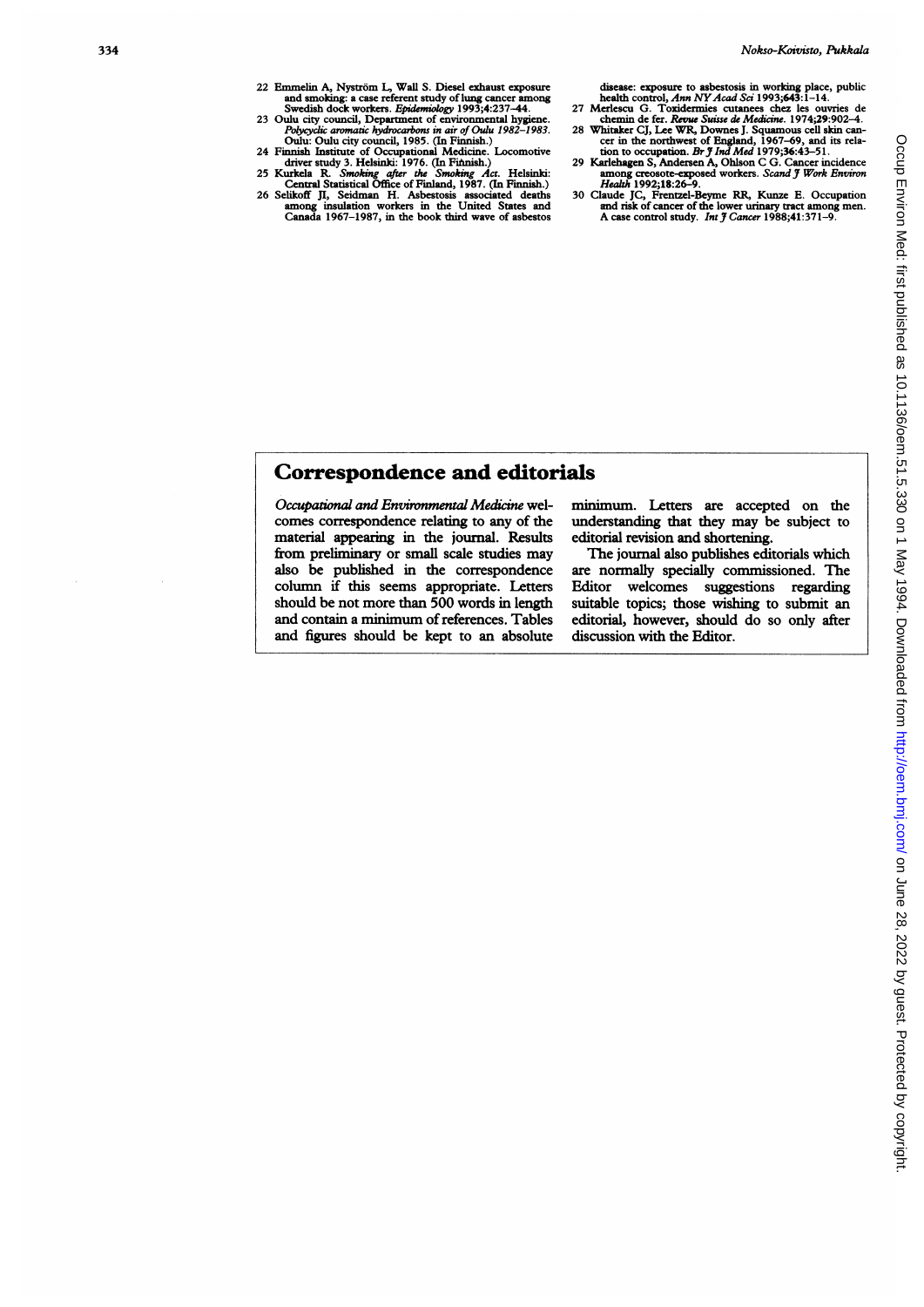22 Emmelin A, Nyström L, Wall S. Diesel exhaust exposure and smoking: a case referent study of lung cancer among Swedish dock workers. *Epidemiology* 1993;4:237–44.

23 Oulu city council, Department of environmental hygiene. *Polycyclic aromatic hydrocarbons in air of Oulu 1982–1983.* Oulu: Oulu city council, 1985. (In Finnish.)

24 Finnish Institute of Occupational Medicine. Locomotive driver study 3. Helsinki: 1976. (In Finnish.)

25 Kurkela R. *Smoking after the Smoking Act.* Helsinki: Central Statistical Office of Finland, 1987. (In Finnish.)

26 Selikoff IJ, Seidman H. Asbestosis associated deaths among insulation workers in the United States and Canada 1967–1987, in the book third wave of asbestos disease: exposure to asbestosis in working place, public health control, *Ann NY Acad Sci* 1993;643:1–14.

27 Merlescu G. Toxidermies cutanees chez les ouvries de chemin de fer. *Revue Suisse de Medicine.* 1974;29:902–4.

28 Whitaker CJ, Lee WR, Downes J. Squamous cell skin cancer in the northwest of England, 1967–69, and its relation to occupation. *Br J Ind Med* 1979;36:43–51.

29 Karlehagen S, Andersen A, Ohlson C G. Cancer incidence among creosote-exposed workers. *Scand J Work Environ Health* 1992;18:26–9.

30 Claude JC, Frentzel-Beyme RR, Kunze E. Occupation and risk of cancer of the lower urinary tract among men. A case control study. *Int J Cancer* 1988;41:371–9.

## Correspondence and editorials

*Occupational and Environmental Medicine* welcomes correspondence relating to any of the material appearing in the journal. Results from preliminary or small scale studies may also be published in the correspondence column if this seems appropriate. Letters should be not more than 500 words in length and contain a minimum of references. Tables and figures should be kept to an absolute minimum. Letters are accepted on the understanding that they may be subject to editorial revision and shortening.

The journal also publishes editorials which are normally specially commissioned. The Editor welcomes suggestions regarding suitable topics; those wishing to submit an editorial, however, should do so only after discussion with the Editor.